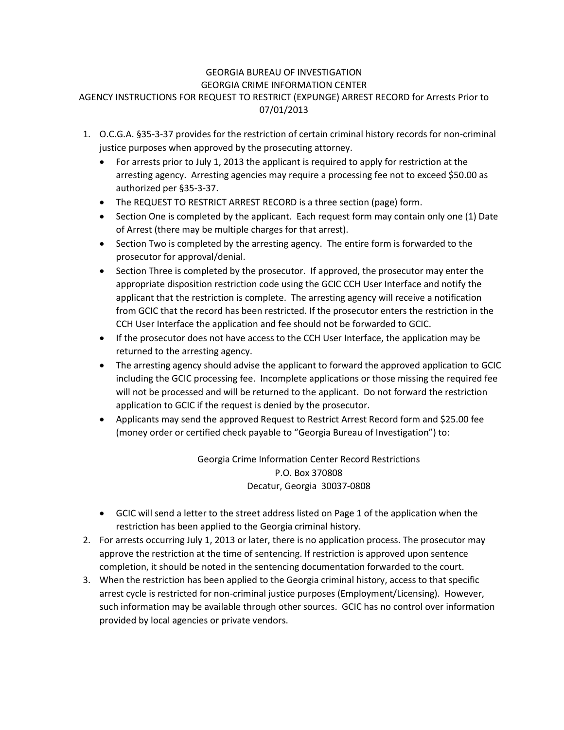# GEORGIA BUREAU OF INVESTIGATION
# GEORGIA CRIME INFORMATION CENTER
## AGENCY INSTRUCTIONS FOR REQUEST TO RESTRICT (EXPUNGE) ARREST RECORD for Arrests Prior to 07/01/2013

1. O.C.G.A. §35-3-37 provides for the restriction of certain criminal history records for non-criminal justice purposes when approved by the prosecuting attorney.
   - For arrests prior to July 1, 2013 the applicant is required to apply for restriction at the arresting agency. Arresting agencies may require a processing fee not to exceed $50.00 as authorized per §35-3-37.
   - The REQUEST TO RESTRICT ARREST RECORD is a three section (page) form.
   - Section One is completed by the applicant. Each request form may contain only one (1) Date of Arrest (there may be multiple charges for that arrest).
   - Section Two is completed by the arresting agency. The entire form is forwarded to the prosecutor for approval/denial.
   - Section Three is completed by the prosecutor. If approved, the prosecutor may enter the appropriate disposition restriction code using the GCIC CCH User Interface and notify the applicant that the restriction is complete. The arresting agency will receive a notification from GCIC that the record has been restricted. If the prosecutor enters the restriction in the CCH User Interface the application and fee should not be forwarded to GCIC.
   - If the prosecutor does not have access to the CCH User Interface, the application may be returned to the arresting agency.
   - The arresting agency should advise the applicant to forward the approved application to GCIC including the GCIC processing fee. Incomplete applications or those missing the required fee will not be processed and will be returned to the applicant. Do not forward the restriction application to GCIC if the request is denied by the prosecutor.
   - Applicants may send the approved Request to Restrict Arrest Record form and $25.00 fee (money order or certified check payable to "Georgia Bureau of Investigation") to:

     Georgia Crime Information Center Record Restrictions
     P.O. Box 370808
     Decatur, Georgia 30037-0808

   - GCIC will send a letter to the street address listed on Page 1 of the application when the restriction has been applied to the Georgia criminal history.
2. For arrests occurring July 1, 2013 or later, there is no application process. The prosecutor may approve the restriction at the time of sentencing. If restriction is approved upon sentence completion, it should be noted in the sentencing documentation forwarded to the court.
3. When the restriction has been applied to the Georgia criminal history, access to that specific arrest cycle is restricted for non-criminal justice purposes (Employment/Licensing). However, such information may be available through other sources. GCIC has no control over information provided by local agencies or private vendors.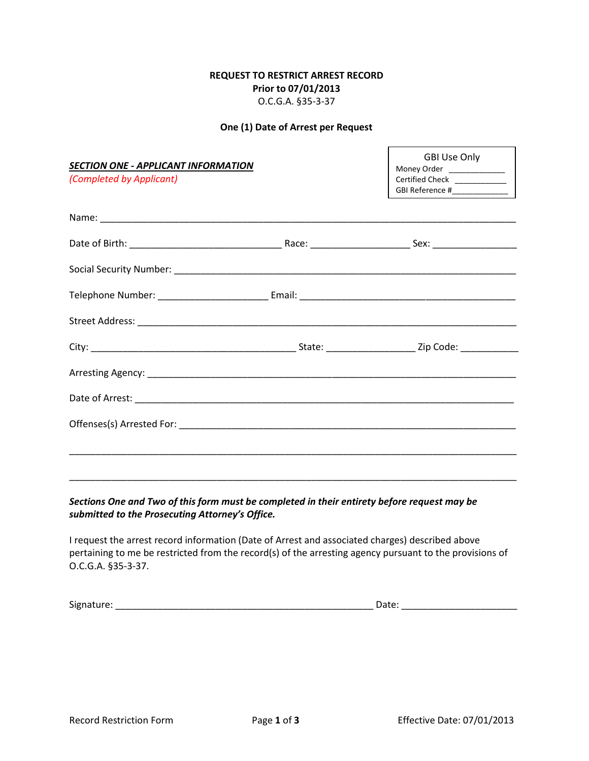# REQUEST TO RESTRICT ARREST RECORD

**Prior to 07/01/2013**

O.C.G.A. §35-3-37

**One (1) Date of Arrest per Request**

| GBI Use Only |
|---|
| Money Order ____________ |
| Certified Check ___________ |
| GBI Reference #____________ |

***SECTION ONE - APPLICANT INFORMATION***

*(Completed by Applicant)*

Name: ___________________________________________________________________________

Date of Birth: ____________________________ Race: __________________ Sex: ________________

Social Security Number: _________________________________________________________________

Telephone Number: ____________________ Email: _______________________________________

Street Address: ________________________________________________________________________

City: ______________________________________ State: ________________ Zip Code: ___________

Arresting Agency: _____________________________________________________________________

Date of Arrest: ________________________________________________________________________

Offenses(s) Arrested For: ________________________________________________________________

_______________________________________________________________________________________

_______________________________________________________________________________________

***Sections One and Two of this form must be completed in their entirety before request may be submitted to the Prosecuting Attorney's Office.***

I request the arrest record information (Date of Arrest and associated charges) described above pertaining to me be restricted from the record(s) of the arresting agency pursuant to the provisions of O.C.G.A. §35-3-37.

Signature: _______________________________________________ Date: _____________________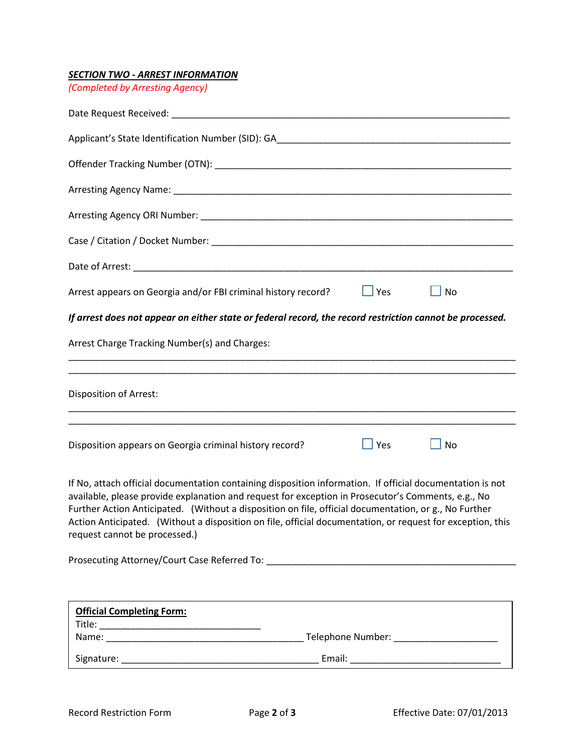***SECTION TWO - ARREST INFORMATION***

*(Completed by Arresting Agency)*

Date Request Received: ____________________________________________________________________

Applicant's State Identification Number (SID): GA______________________________________________

Offender Tracking Number (OTN): _____________________________________________________

Arresting Agency Name: _________________________________________________________________

Arresting Agency ORI Number: _____________________________________________________________

Case / Citation / Docket Number: ___________________________________________________________

Date of Arrest: _______________________________________________________________________

Arrest appears on Georgia and/or FBI criminal history record? ☐ Yes ☐ No

***If arrest does not appear on either state or federal record, the record restriction cannot be processed.***

Arrest Charge Tracking Number(s) and Charges:

_____________________________________________________________________________________

_____________________________________________________________________________________

Disposition of Arrest:

_____________________________________________________________________________________

_____________________________________________________________________________________

Disposition appears on Georgia criminal history record? ☐ Yes ☐ No

If No, attach official documentation containing disposition information. If official documentation is not available, please provide explanation and request for exception in Prosecutor's Comments, e.g., No Further Action Anticipated. (Without a disposition on file, official documentation, or g., No Further Action Anticipated. (Without a disposition on file, official documentation, or request for exception, this request cannot be processed.)

Prosecuting Attorney/Court Case Referred To: _________________________________________________

**Official Completing Form:**

Title: ______________________________

Name: ____________________________________ Telephone Number: ___________________

Signature: ___________________________________ Email: ____________________________

Record Restriction Form

Effective Date: 07/01/2013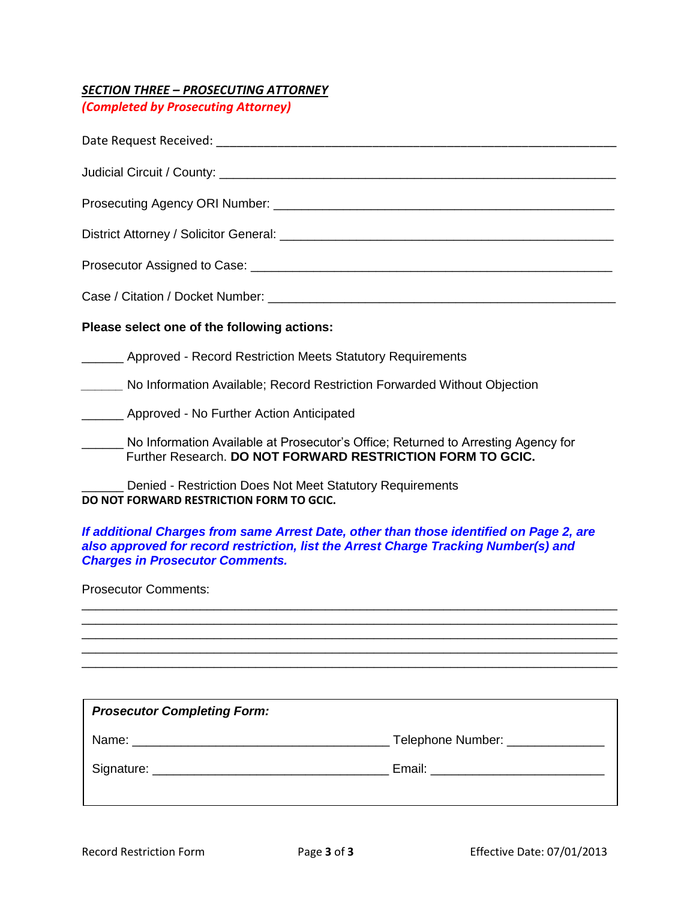## ***SECTION THREE – PROSECUTING ATTORNEY***

***(Completed by Prosecuting Attorney)***

Date Request Received: ______________________________________________________________

Judicial Circuit / County: _____________________________________________________________

Prosecuting Agency ORI Number: ______________________________________________________

District Attorney / Solicitor General: ___________________________________________________

Prosecutor Assigned to Case: _________________________________________________________

Case / Citation / Docket Number: ______________________________________________________

**Please select one of the following actions:**

______ Approved - Record Restriction Meets Statutory Requirements

______ No Information Available; Record Restriction Forwarded Without Objection

______ Approved - No Further Action Anticipated

______ No Information Available at Prosecutor's Office; Returned to Arresting Agency for Further Research. **DO NOT FORWARD RESTRICTION FORM TO GCIC.**

______ Denied - Restriction Does Not Meet Statutory Requirements
**DO NOT FORWARD RESTRICTION FORM TO GCIC.**

***If additional Charges from same Arrest Date, other than those identified on Page 2, are also approved for record restriction, list the Arrest Charge Tracking Number(s) and Charges in Prosecutor Comments.***

Prosecutor Comments:

______________________________________________________________________________
______________________________________________________________________________
______________________________________________________________________________
______________________________________________________________________________
______________________________________________________________________________

***Prosecutor Completing Form:***

Name: _____________________________________ Telephone Number: ______________

Signature: __________________________________ Email: __________________________